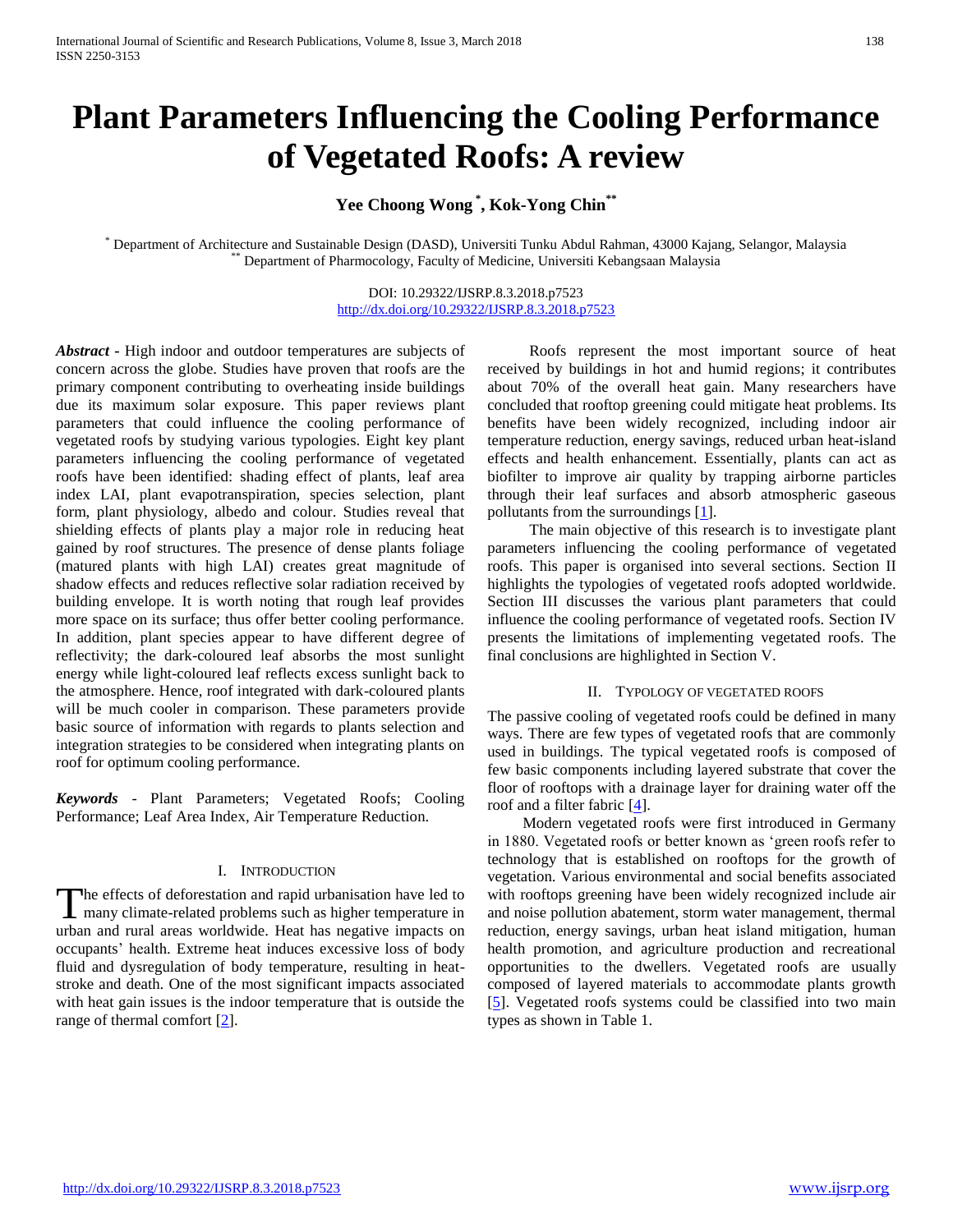# Plant Parameters Influencing the Cooling Performance of Vegetated Roofs: A review

**Yee Choong Wong [\*], Kok-Yong Chin [\*\*]**

[\*] Department of Architecture and Sustainable Design (DASD), Universiti Tunku Abdul Rahman, 43000 Kajang, Selangor, Malaysia
[\*\*] Department of Pharmocology, Faculty of Medicine, Universiti Kebangsaan Malaysia

DOI: 10.29322/IJSRP.8.3.2018.p7523
http://dx.doi.org/10.29322/IJSRP.8.3.2018.p7523

***Abstract*** - High indoor and outdoor temperatures are subjects of concern across the globe. Studies have proven that roofs are the primary component contributing to overheating inside buildings due its maximum solar exposure. This paper reviews plant parameters that could influence the cooling performance of vegetated roofs by studying various typologies. Eight key plant parameters influencing the cooling performance of vegetated roofs have been identified: shading effect of plants, leaf area index LAI, plant evapotranspiration, species selection, plant form, plant physiology, albedo and colour. Studies reveal that shielding effects of plants play a major role in reducing heat gained by roof structures. The presence of dense plants foliage (matured plants with high LAI) creates great magnitude of shadow effects and reduces reflective solar radiation received by building envelope. It is worth noting that rough leaf provides more space on its surface; thus offer better cooling performance. In addition, plant species appear to have different degree of reflectivity; the dark-coloured leaf absorbs the most sunlight energy while light-coloured leaf reflects excess sunlight back to the atmosphere. Hence, roof integrated with dark-coloured plants will be much cooler in comparison. These parameters provide basic source of information with regards to plants selection and integration strategies to be considered when integrating plants on roof for optimum cooling performance.

***Keywords*** - Plant Parameters; Vegetated Roofs; Cooling Performance; Leaf Area Index, Air Temperature Reduction.

## I. Introduction

The effects of deforestation and rapid urbanisation have led to many climate-related problems such as higher temperature in urban and rural areas worldwide. Heat has negative impacts on occupants' health. Extreme heat induces excessive loss of body fluid and dysregulation of body temperature, resulting in heat-stroke and death. One of the most significant impacts associated with heat gain issues is the indoor temperature that is outside the range of thermal comfort [2].

Roofs represent the most important source of heat received by buildings in hot and humid regions; it contributes about 70% of the overall heat gain. Many researchers have concluded that rooftop greening could mitigate heat problems. Its benefits have been widely recognized, including indoor air temperature reduction, energy savings, reduced urban heat-island effects and health enhancement. Essentially, plants can act as biofilter to improve air quality by trapping airborne particles through their leaf surfaces and absorb atmospheric gaseous pollutants from the surroundings [1].

The main objective of this research is to investigate plant parameters influencing the cooling performance of vegetated roofs. This paper is organised into several sections. Section II highlights the typologies of vegetated roofs adopted worldwide. Section III discusses the various plant parameters that could influence the cooling performance of vegetated roofs. Section IV presents the limitations of implementing vegetated roofs. The final conclusions are highlighted in Section V.

## II. Typology of Vegetated Roofs

The passive cooling of vegetated roofs could be defined in many ways. There are few types of vegetated roofs that are commonly used in buildings. The typical vegetated roofs is composed of few basic components including layered substrate that cover the floor of rooftops with a drainage layer for draining water off the roof and a filter fabric [4].

Modern vegetated roofs were first introduced in Germany in 1880. Vegetated roofs or better known as 'green roofs refer to technology that is established on rooftops for the growth of vegetation. Various environmental and social benefits associated with rooftops greening have been widely recognized include air and noise pollution abatement, storm water management, thermal reduction, energy savings, urban heat island mitigation, human health promotion, and agriculture production and recreational opportunities to the dwellers. Vegetated roofs are usually composed of layered materials to accommodate plants growth [5]. Vegetated roofs systems could be classified into two main types as shown in Table 1.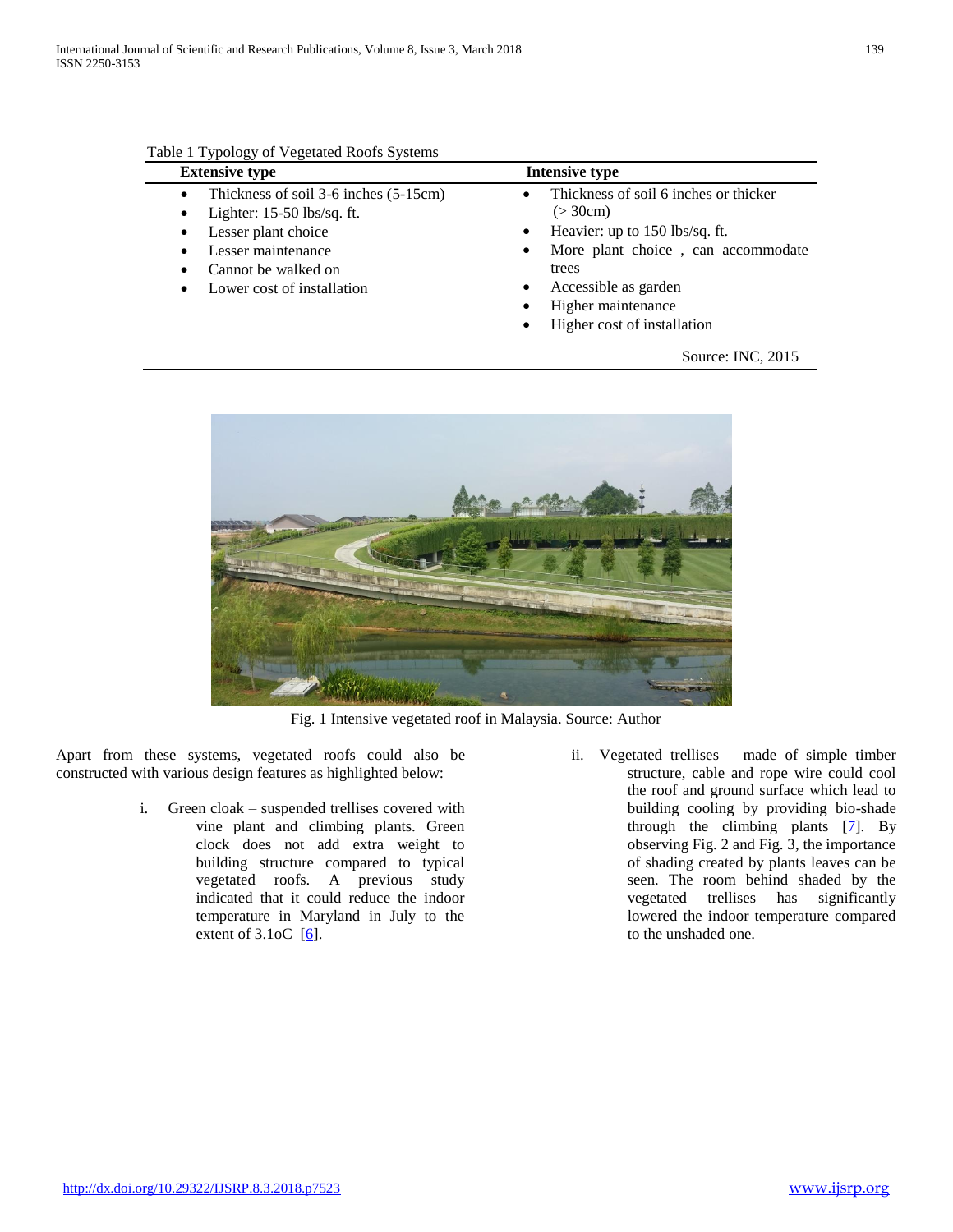Table 1 Typology of Vegetated Roofs Systems

| Extensive type | Intensive type |
|---|---|
| • Thickness of soil 3-6 inches (5-15cm)<br>• Lighter: 15-50 lbs/sq. ft.<br>• Lesser plant choice<br>• Lesser maintenance<br>• Cannot be walked on<br>• Lower cost of installation | • Thickness of soil 6 inches or thicker (> 30cm)<br>• Heavier: up to 150 lbs/sq. ft.<br>• More plant choice , can accommodate trees<br>• Accessible as garden<br>• Higher maintenance<br>• Higher cost of installation |

Source: INC, 2015

Fig. 1 Intensive vegetated roof in Malaysia. Source: Author

Apart from these systems, vegetated roofs could also be constructed with various design features as highlighted below:

i. Green cloak – suspended trellises covered with vine plant and climbing plants. Green clock does not add extra weight to building structure compared to typical vegetated roofs. A previous study indicated that it could reduce the indoor temperature in Maryland in July to the extent of 3.1oC [6].

ii. Vegetated trellises – made of simple timber structure, cable and rope wire could cool the roof and ground surface which lead to building cooling by providing bio-shade through the climbing plants [7]. By observing Fig. 2 and Fig. 3, the importance of shading created by plants leaves can be seen. The room behind shaded by the vegetated trellises has significantly lowered the indoor temperature compared to the unshaded one.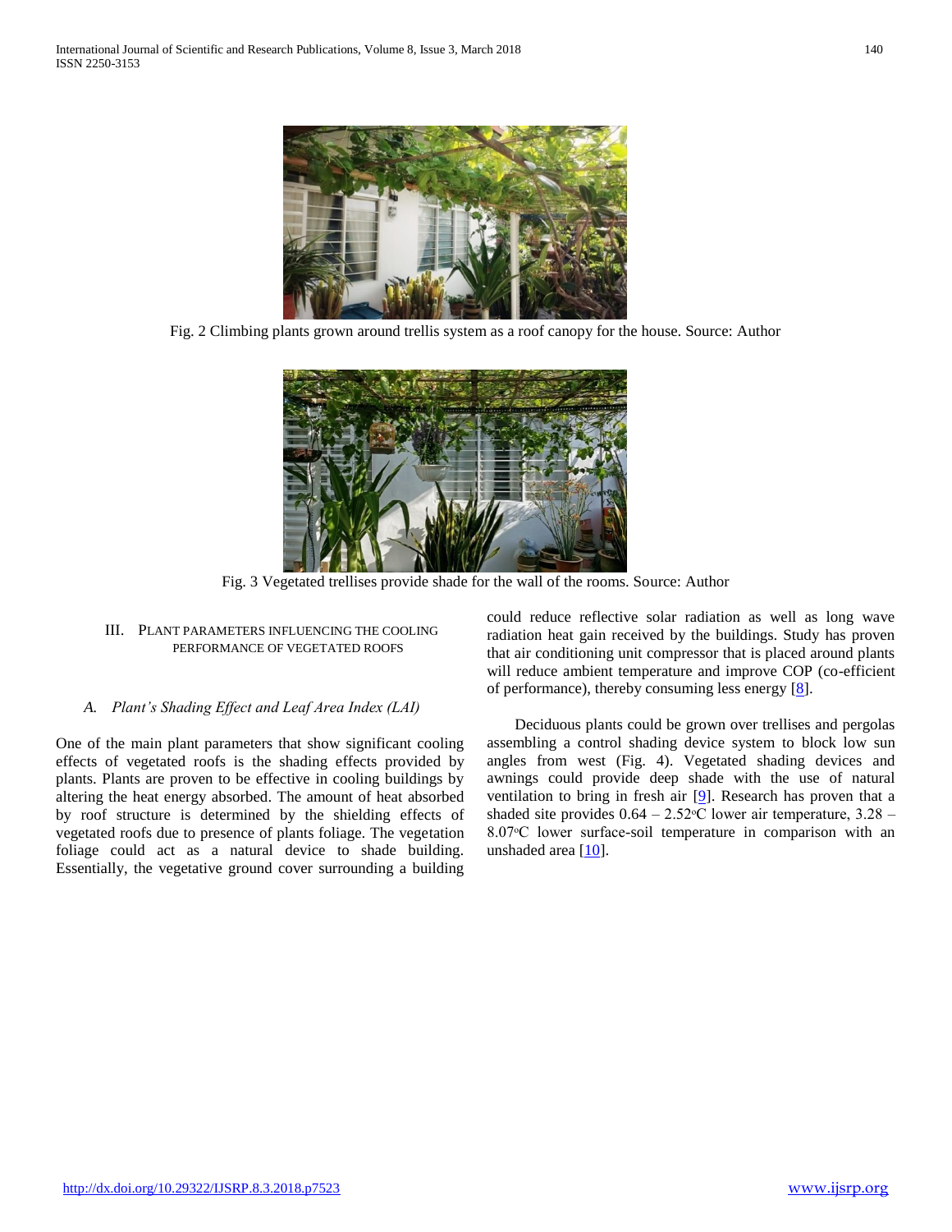Fig. 2 Climbing plants grown around trellis system as a roof canopy for the house. Source: Author

Fig. 3 Vegetated trellises provide shade for the wall of the rooms. Source: Author

## III. Plant Parameters Influencing the Cooling Performance of Vegetated Roofs

### *A. Plant's Shading Effect and Leaf Area Index (LAI)*

One of the main plant parameters that show significant cooling effects of vegetated roofs is the shading effects provided by plants. Plants are proven to be effective in cooling buildings by altering the heat energy absorbed. The amount of heat absorbed by roof structure is determined by the shielding effects of vegetated roofs due to presence of plants foliage. The vegetation foliage could act as a natural device to shade building. Essentially, the vegetative ground cover surrounding a building could reduce reflective solar radiation as well as long wave radiation heat gain received by the buildings. Study has proven that air conditioning unit compressor that is placed around plants will reduce ambient temperature and improve COP (co-efficient of performance), thereby consuming less energy [8].

Deciduous plants could be grown over trellises and pergolas assembling a control shading device system to block low sun angles from west (Fig. 4). Vegetated shading devices and awnings could provide deep shade with the use of natural ventilation to bring in fresh air [9]. Research has proven that a shaded site provides 0.64 – 2.52°C lower air temperature, 3.28 – 8.07°C lower surface-soil temperature in comparison with an unshaded area [10].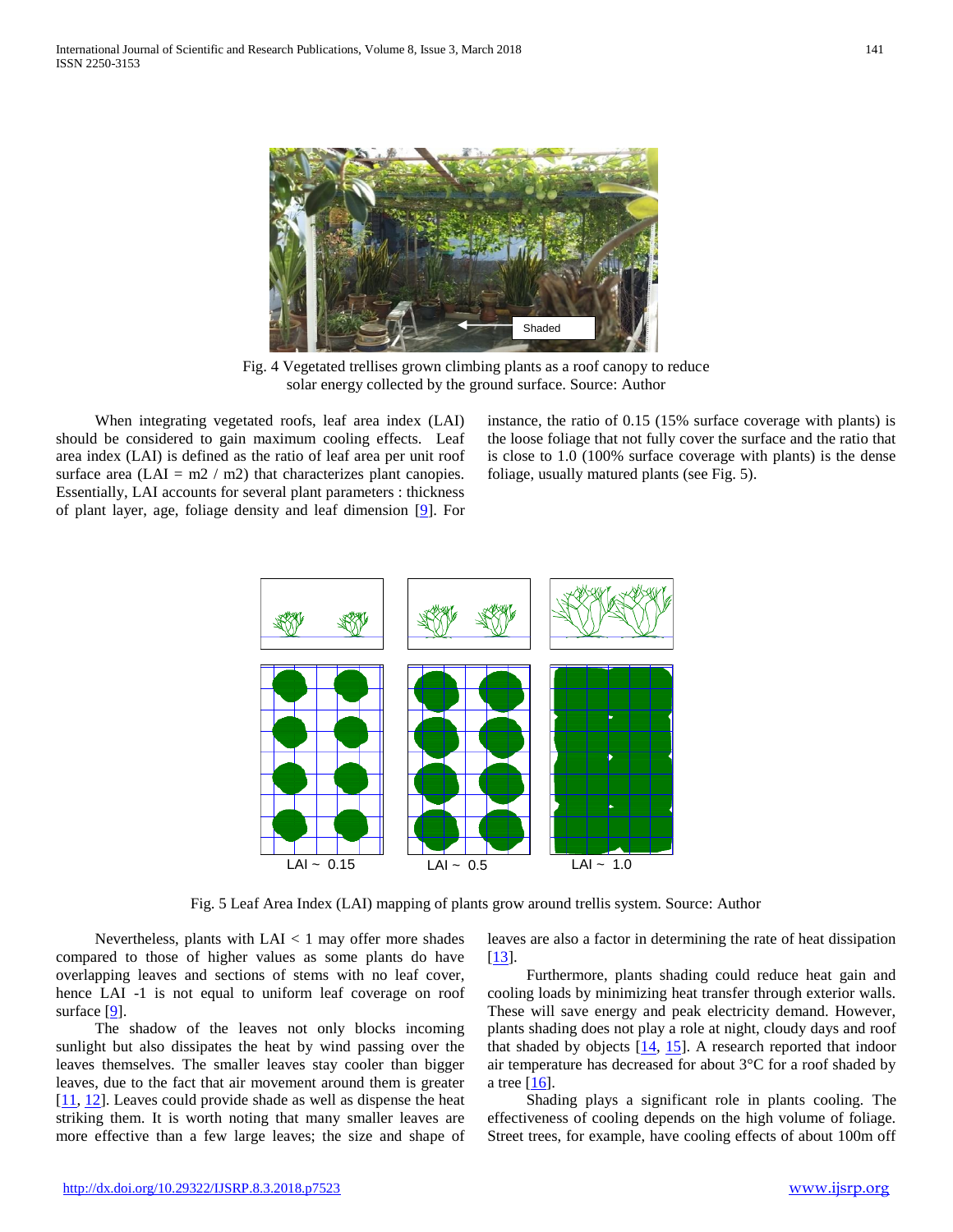Fig. 4 Vegetated trellises grown climbing plants as a roof canopy to reduce solar energy collected by the ground surface. Source: Author

When integrating vegetated roofs, leaf area index (LAI) should be considered to gain maximum cooling effects. Leaf area index (LAI) is defined as the ratio of leaf area per unit roof surface area (LAI = m2 / m2) that characterizes plant canopies. Essentially, LAI accounts for several plant parameters : thickness of plant layer, age, foliage density and leaf dimension [9]. For instance, the ratio of 0.15 (15% surface coverage with plants) is the loose foliage that not fully cover the surface and the ratio that is close to 1.0 (100% surface coverage with plants) is the dense foliage, usually matured plants (see Fig. 5).

LAI ~ 0.15 LAI ~ 0.5 LAI ~ 1.0

Fig. 5 Leaf Area Index (LAI) mapping of plants grow around trellis system. Source: Author

Nevertheless, plants with LAI < 1 may offer more shades compared to those of higher values as some plants do have overlapping leaves and sections of stems with no leaf cover, hence LAI -1 is not equal to uniform leaf coverage on roof surface [9].

The shadow of the leaves not only blocks incoming sunlight but also dissipates the heat by wind passing over the leaves themselves. The smaller leaves stay cooler than bigger leaves, due to the fact that air movement around them is greater [11, 12]. Leaves could provide shade as well as dispense the heat striking them. It is worth noting that many smaller leaves are more effective than a few large leaves; the size and shape of leaves are also a factor in determining the rate of heat dissipation [13].

Furthermore, plants shading could reduce heat gain and cooling loads by minimizing heat transfer through exterior walls. These will save energy and peak electricity demand. However, plants shading does not play a role at night, cloudy days and roof that shaded by objects [14, 15]. A research reported that indoor air temperature has decreased for about 3°C for a roof shaded by a tree [16].

Shading plays a significant role in plants cooling. The effectiveness of cooling depends on the high volume of foliage. Street trees, for example, have cooling effects of about 100m off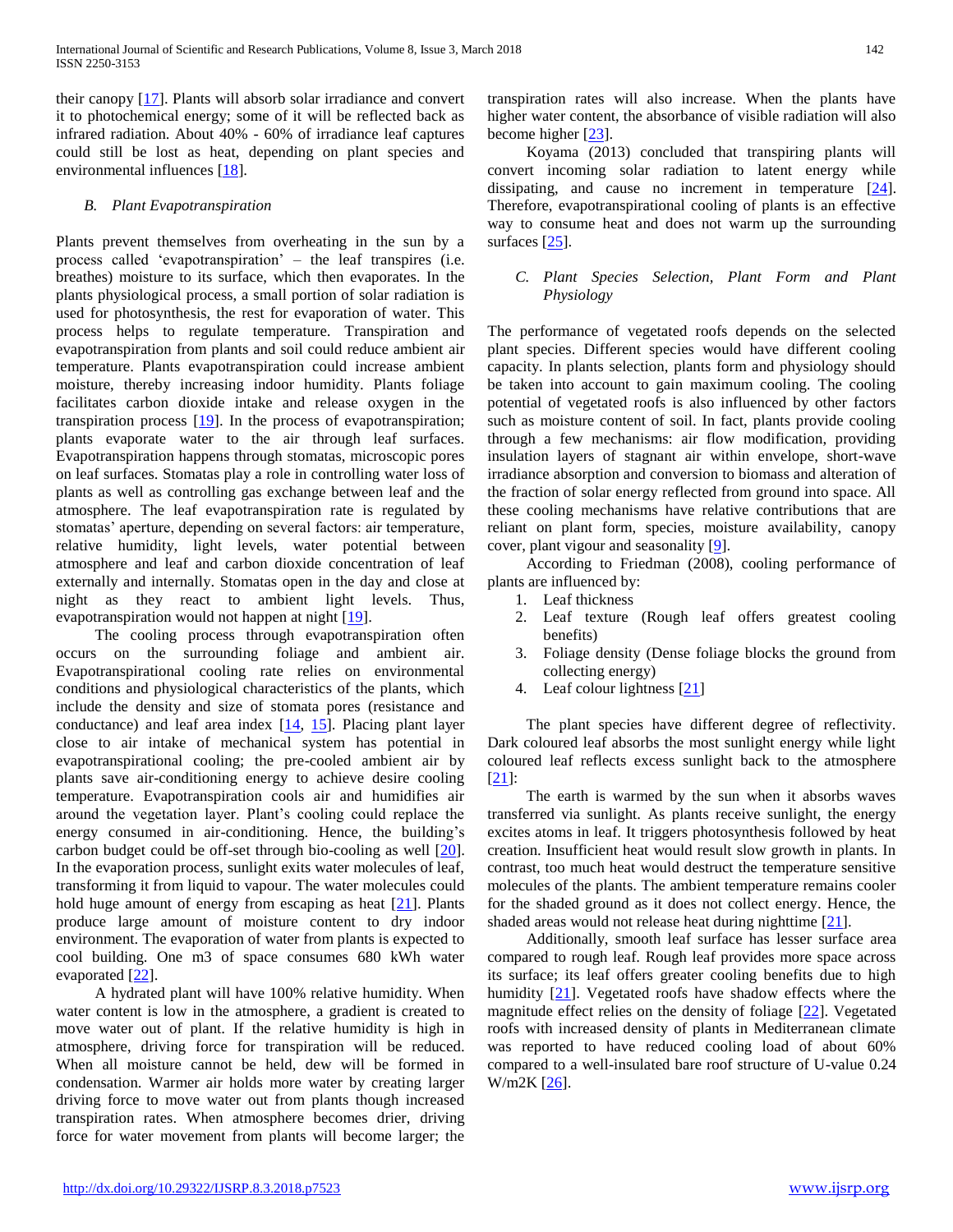their canopy [17]. Plants will absorb solar irradiance and convert it to photochemical energy; some of it will be reflected back as infrared radiation. About 40% - 60% of irradiance leaf captures could still be lost as heat, depending on plant species and environmental influences [18].

### *B. Plant Evapotranspiration*

Plants prevent themselves from overheating in the sun by a process called 'evapotranspiration' – the leaf transpires (i.e. breathes) moisture to its surface, which then evaporates. In the plants physiological process, a small portion of solar radiation is used for photosynthesis, the rest for evaporation of water. This process helps to regulate temperature. Transpiration and evapotranspiration from plants and soil could reduce ambient air temperature. Plants evapotranspiration could increase ambient moisture, thereby increasing indoor humidity. Plants foliage facilitates carbon dioxide intake and release oxygen in the transpiration process [19]. In the process of evapotranspiration; plants evaporate water to the air through leaf surfaces. Evapotranspiration happens through stomatas, microscopic pores on leaf surfaces. Stomatas play a role in controlling water loss of plants as well as controlling gas exchange between leaf and the atmosphere. The leaf evapotranspiration rate is regulated by stomatas' aperture, depending on several factors: air temperature, relative humidity, light levels, water potential between atmosphere and leaf and carbon dioxide concentration of leaf externally and internally. Stomatas open in the day and close at night as they react to ambient light levels. Thus, evapotranspiration would not happen at night [19].

The cooling process through evapotranspiration often occurs on the surrounding foliage and ambient air. Evapotranspirational cooling rate relies on environmental conditions and physiological characteristics of the plants, which include the density and size of stomata pores (resistance and conductance) and leaf area index [14, 15]. Placing plant layer close to air intake of mechanical system has potential in evapotranspirational cooling; the pre-cooled ambient air by plants save air-conditioning energy to achieve desire cooling temperature. Evapotranspiration cools air and humidifies air around the vegetation layer. Plant's cooling could replace the energy consumed in air-conditioning. Hence, the building's carbon budget could be off-set through bio-cooling as well [20]. In the evaporation process, sunlight exits water molecules of leaf, transforming it from liquid to vapour. The water molecules could hold huge amount of energy from escaping as heat [21]. Plants produce large amount of moisture content to dry indoor environment. The evaporation of water from plants is expected to cool building. One m3 of space consumes 680 kWh water evaporated [22].

A hydrated plant will have 100% relative humidity. When water content is low in the atmosphere, a gradient is created to move water out of plant. If the relative humidity is high in atmosphere, driving force for transpiration will be reduced. When all moisture cannot be held, dew will be formed in condensation. Warmer air holds more water by creating larger driving force to move water out from plants though increased transpiration rates. When atmosphere becomes drier, driving force for water movement from plants will become larger; the transpiration rates will also increase. When the plants have higher water content, the absorbance of visible radiation will also become higher [23].

Koyama (2013) concluded that transpiring plants will convert incoming solar radiation to latent energy while dissipating, and cause no increment in temperature [24]. Therefore, evapotranspirational cooling of plants is an effective way to consume heat and does not warm up the surrounding surfaces [25].

### *C. Plant Species Selection, Plant Form and Plant Physiology*

The performance of vegetated roofs depends on the selected plant species. Different species would have different cooling capacity. In plants selection, plants form and physiology should be taken into account to gain maximum cooling. The cooling potential of vegetated roofs is also influenced by other factors such as moisture content of soil. In fact, plants provide cooling through a few mechanisms: air flow modification, providing insulation layers of stagnant air within envelope, short-wave irradiance absorption and conversion to biomass and alteration of the fraction of solar energy reflected from ground into space. All these cooling mechanisms have relative contributions that are reliant on plant form, species, moisture availability, canopy cover, plant vigour and seasonality [9].

According to Friedman (2008), cooling performance of plants are influenced by:

1. Leaf thickness
2. Leaf texture (Rough leaf offers greatest cooling benefits)
3. Foliage density (Dense foliage blocks the ground from collecting energy)
4. Leaf colour lightness [21]

The plant species have different degree of reflectivity. Dark coloured leaf absorbs the most sunlight energy while light coloured leaf reflects excess sunlight back to the atmosphere [21]:

The earth is warmed by the sun when it absorbs waves transferred via sunlight. As plants receive sunlight, the energy excites atoms in leaf. It triggers photosynthesis followed by heat creation. Insufficient heat would result slow growth in plants. In contrast, too much heat would destruct the temperature sensitive molecules of the plants. The ambient temperature remains cooler for the shaded ground as it does not collect energy. Hence, the shaded areas would not release heat during nighttime [21].

Additionally, smooth leaf surface has lesser surface area compared to rough leaf. Rough leaf provides more space across its surface; its leaf offers greater cooling benefits due to high humidity [21]. Vegetated roofs have shadow effects where the magnitude effect relies on the density of foliage [22]. Vegetated roofs with increased density of plants in Mediterranean climate was reported to have reduced cooling load of about 60% compared to a well-insulated bare roof structure of U-value 0.24 W/m2K [26].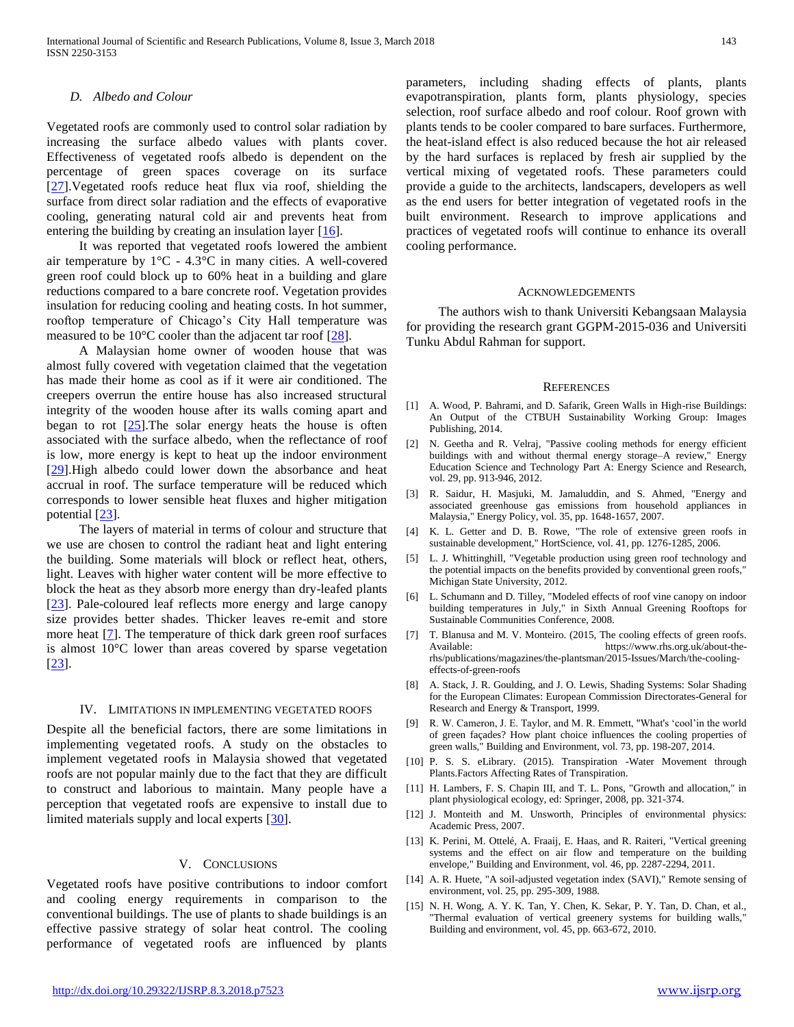### D. Albedo and Colour

Vegetated roofs are commonly used to control solar radiation by increasing the surface albedo values with plants cover. Effectiveness of vegetated roofs albedo is dependent on the percentage of green spaces coverage on its surface [27].Vegetated roofs reduce heat flux via roof, shielding the surface from direct solar radiation and the effects of evaporative cooling, generating natural cold air and prevents heat from entering the building by creating an insulation layer [16].

It was reported that vegetated roofs lowered the ambient air temperature by 1°C - 4.3°C in many cities. A well-covered green roof could block up to 60% heat in a building and glare reductions compared to a bare concrete roof. Vegetation provides insulation for reducing cooling and heating costs. In hot summer, rooftop temperature of Chicago's City Hall temperature was measured to be 10°C cooler than the adjacent tar roof [28].

A Malaysian home owner of wooden house that was almost fully covered with vegetation claimed that the vegetation has made their home as cool as if it were air conditioned. The creepers overrun the entire house has also increased structural integrity of the wooden house after its walls coming apart and began to rot [25].The solar energy heats the house is often associated with the surface albedo, when the reflectance of roof is low, more energy is kept to heat up the indoor environment [29].High albedo could lower down the absorbance and heat accrual in roof. The surface temperature will be reduced which corresponds to lower sensible heat fluxes and higher mitigation potential [23].

The layers of material in terms of colour and structure that we use are chosen to control the radiant heat and light entering the building. Some materials will block or reflect heat, others, light. Leaves with higher water content will be more effective to block the heat as they absorb more energy than dry-leafed plants [23]. Pale-coloured leaf reflects more energy and large canopy size provides better shades. Thicker leaves re-emit and store more heat [7]. The temperature of thick dark green roof surfaces is almost 10°C lower than areas covered by sparse vegetation [23].

## IV. Limitations in implementing vegetated roofs

Despite all the beneficial factors, there are some limitations in implementing vegetated roofs. A study on the obstacles to implement vegetated roofs in Malaysia showed that vegetated roofs are not popular mainly due to the fact that they are difficult to construct and laborious to maintain. Many people have a perception that vegetated roofs are expensive to install due to limited materials supply and local experts [30].

## V. Conclusions

Vegetated roofs have positive contributions to indoor comfort and cooling energy requirements in comparison to the conventional buildings. The use of plants to shade buildings is an effective passive strategy of solar heat control. The cooling performance of vegetated roofs are influenced by plants parameters, including shading effects of plants, plants evapotranspiration, plants form, plants physiology, species selection, roof surface albedo and roof colour. Roof grown with plants tends to be cooler compared to bare surfaces. Furthermore, the heat-island effect is also reduced because the hot air released by the hard surfaces is replaced by fresh air supplied by the vertical mixing of vegetated roofs. These parameters could provide a guide to the architects, landscapers, developers as well as the end users for better integration of vegetated roofs in the built environment. Research to improve applications and practices of vegetated roofs will continue to enhance its overall cooling performance.

## Acknowledgements

The authors wish to thank Universiti Kebangsaan Malaysia for providing the research grant GGPM-2015-036 and Universiti Tunku Abdul Rahman for support.

## References

[1] A. Wood, P. Bahrami, and D. Safarik, Green Walls in High-rise Buildings: An Output of the CTBUH Sustainability Working Group: Images Publishing, 2014.

[2] N. Geetha and R. Velraj, "Passive cooling methods for energy efficient buildings with and without thermal energy storage–A review," Energy Education Science and Technology Part A: Energy Science and Research, vol. 29, pp. 913-946, 2012.

[3] R. Saidur, H. Masjuki, M. Jamaluddin, and S. Ahmed, "Energy and associated greenhouse gas emissions from household appliances in Malaysia," Energy Policy, vol. 35, pp. 1648-1657, 2007.

[4] K. L. Getter and D. B. Rowe, "The role of extensive green roofs in sustainable development," HortScience, vol. 41, pp. 1276-1285, 2006.

[5] L. J. Whittinghill, "Vegetable production using green roof technology and the potential impacts on the benefits provided by conventional green roofs," Michigan State University, 2012.

[6] L. Schumann and D. Tilley, "Modeled effects of roof vine canopy on indoor building temperatures in July," in Sixth Annual Greening Rooftops for Sustainable Communities Conference, 2008.

[7] T. Blanusa and M. V. Monteiro. (2015, The cooling effects of green roofs. Available: https://www.rhs.org.uk/about-the-rhs/publications/magazines/the-plantsman/2015-Issues/March/the-cooling-effects-of-green-roofs

[8] A. Stack, J. R. Goulding, and J. O. Lewis, Shading Systems: Solar Shading for the European Climates: European Commission Directorates-General for Research and Energy & Transport, 1999.

[9] R. W. Cameron, J. E. Taylor, and M. R. Emmett, "What's 'cool'in the world of green façades? How plant choice influences the cooling properties of green walls," Building and Environment, vol. 73, pp. 198-207, 2014.

[10] P. S. S. eLibrary. (2015). Transpiration -Water Movement through Plants.Factors Affecting Rates of Transpiration.

[11] H. Lambers, F. S. Chapin III, and T. L. Pons, "Growth and allocation," in plant physiological ecology, ed: Springer, 2008, pp. 321-374.

[12] J. Monteith and M. Unsworth, Principles of environmental physics: Academic Press, 2007.

[13] K. Perini, M. Ottelé, A. Fraaij, E. Haas, and R. Raiteri, "Vertical greening systems and the effect on air flow and temperature on the building envelope," Building and Environment, vol. 46, pp. 2287-2294, 2011.

[14] A. R. Huete, "A soil-adjusted vegetation index (SAVI)," Remote sensing of environment, vol. 25, pp. 295-309, 1988.

[15] N. H. Wong, A. Y. K. Tan, Y. Chen, K. Sekar, P. Y. Tan, D. Chan, et al., "Thermal evaluation of vertical greenery systems for building walls," Building and environment, vol. 45, pp. 663-672, 2010.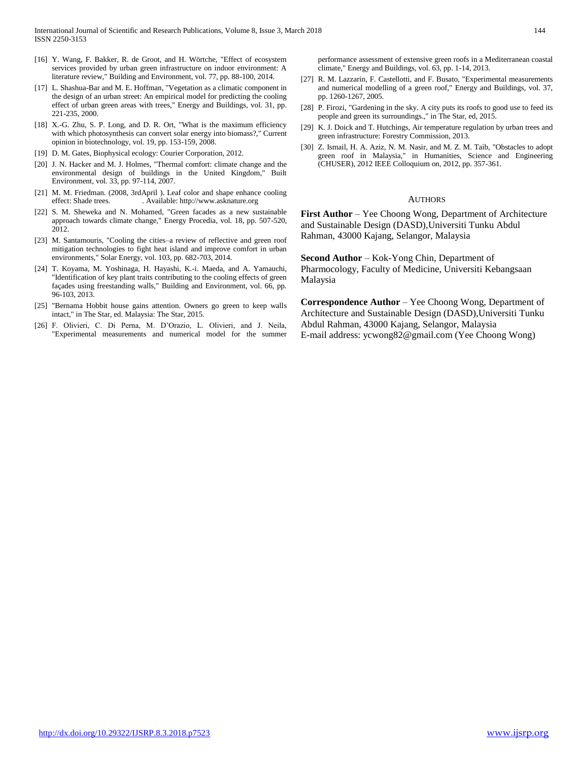[16] Y. Wang, F. Bakker, R. de Groot, and H. Wörtche, "Effect of ecosystem services provided by urban green infrastructure on indoor environment: A literature review," Building and Environment, vol. 77, pp. 88-100, 2014.

[17] L. Shashua-Bar and M. E. Hoffman, "Vegetation as a climatic component in the design of an urban street: An empirical model for predicting the cooling effect of urban green areas with trees," Energy and Buildings, vol. 31, pp. 221-235, 2000.

[18] X.-G. Zhu, S. P. Long, and D. R. Ort, "What is the maximum efficiency with which photosynthesis can convert solar energy into biomass?," Current opinion in biotechnology, vol. 19, pp. 153-159, 2008.

[19] D. M. Gates, Biophysical ecology: Courier Corporation, 2012.

[20] J. N. Hacker and M. J. Holmes, "Thermal comfort: climate change and the environmental design of buildings in the United Kingdom," Built Environment, vol. 33, pp. 97-114, 2007.

[21] M. M. Friedman. (2008, 3rdApril ). Leaf color and shape enhance cooling effect: Shade trees. . Available: http://www.asknature.org

[22] S. M. Sheweka and N. Mohamed, "Green facades as a new sustainable approach towards climate change," Energy Procedia, vol. 18, pp. 507-520, 2012.

[23] M. Santamouris, "Cooling the cities–a review of reflective and green roof mitigation technologies to fight heat island and improve comfort in urban environments," Solar Energy, vol. 103, pp. 682-703, 2014.

[24] T. Koyama, M. Yoshinaga, H. Hayashi, K.-i. Maeda, and A. Yamauchi, "Identification of key plant traits contributing to the cooling effects of green façades using freestanding walls," Building and Environment, vol. 66, pp. 96-103, 2013.

[25] "Bernama Hobbit house gains attention. Owners go green to keep walls intact," in The Star, ed. Malaysia: The Star, 2015.

[26] F. Olivieri, C. Di Perna, M. D'Orazio, L. Olivieri, and J. Neila, "Experimental measurements and numerical model for the summer performance assessment of extensive green roofs in a Mediterranean coastal climate," Energy and Buildings, vol. 63, pp. 1-14, 2013.

[27] R. M. Lazzarin, F. Castellotti, and F. Busato, "Experimental measurements and numerical modelling of a green roof," Energy and Buildings, vol. 37, pp. 1260-1267, 2005.

[28] P. Firozi, "Gardening in the sky. A city puts its roofs to good use to feed its people and green its surroundings.," in The Star, ed, 2015.

[29] K. J. Doick and T. Hutchings, Air temperature regulation by urban trees and green infrastructure: Forestry Commission, 2013.

[30] Z. Ismail, H. A. Aziz, N. M. Nasir, and M. Z. M. Taib, "Obstacles to adopt green roof in Malaysia," in Humanities, Science and Engineering (CHUSER), 2012 IEEE Colloquium on, 2012, pp. 357-361.

## AUTHORS

**First Author** – Yee Choong Wong, Department of Architecture and Sustainable Design (DASD),Universiti Tunku Abdul Rahman, 43000 Kajang, Selangor, Malaysia

**Second Author** – Kok-Yong Chin, Department of Pharmocology, Faculty of Medicine, Universiti Kebangsaan Malaysia

**Correspondence Author** – Yee Choong Wong, Department of Architecture and Sustainable Design (DASD),Universiti Tunku Abdul Rahman, 43000 Kajang, Selangor, Malaysia
E-mail address: ycwong82@gmail.com (Yee Choong Wong)